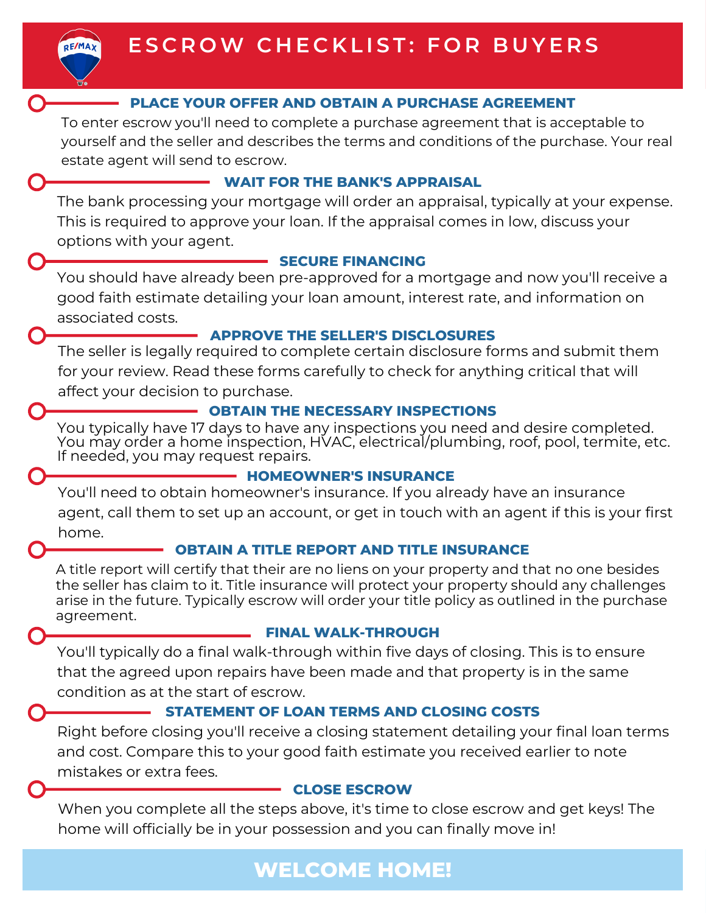# ESCROW CHECKLIST: FOR BUYERS

## PLACE YOUR OFFER AND OBTAIN A PURCHASE AGREEMENT

To enter escrow you'll need to complete a purchase agreement that is acceptable to yourself and the seller and describes the terms and conditions of the purchase. Your real estate agent will send to escrow.

## WAIT FOR THE BANK'S APPRAISAL

The bank processing your mortgage will order an appraisal, typically at your expense. This is required to approve your loan. If the appraisal comes in low, discuss your options with your agent.

## SECURE FINANCING

You should have already been pre-approved for a mortgage and now you'll receive a good faith estimate detailing your loan amount, interest rate, and information on associated costs.

## APPROVE THE SELLER'S DISCLOSURES

The seller is legally required to complete certain disclosure forms and submit them for your review. Read these forms carefully to check for anything critical that will affect your decision to purchase.

## OBTAIN THE NECESSARY INSPECTIONS

You typically have 17 days to have any inspections you need and desire completed. You may order a home inspection, HVAC, electrical/plumbing, roof, pool, termite, etc. If needed, you may request repairs.

## HOMEOWNER'S INSURANCE

You'll need to obtain homeowner's insurance. If you already have an insurance agent, call them to set up an account, or get in touch with an agent if this is your first home.

## OBTAIN A TITLE REPORT AND TITLE INSURANCE

A title report will certify that their are no liens on your property and that no one besides the seller has claim to it. Title insurance will protect your property should any challenges arise in the future. Typically escrow will order your title policy as outlined in the purchase agreement.

## FINAL WALK-THROUGH

You'll typically do a final walk-through within five days of closing. This is to ensure that the agreed upon repairs have been made and that property is in the same condition as at the start of escrow.

## STATEMENT OF LOAN TERMS AND CLOSING COSTS

Right before closing you'll receive a closing statement detailing your final loan terms and cost. Compare this to your good faith estimate you received earlier to note mistakes or extra fees.

## CLOSE ESCROW

When you complete all the steps above, it's time to close escrow and get keys! The home will officially be in your possession and you can finally move in!

**WELCOME HOME!**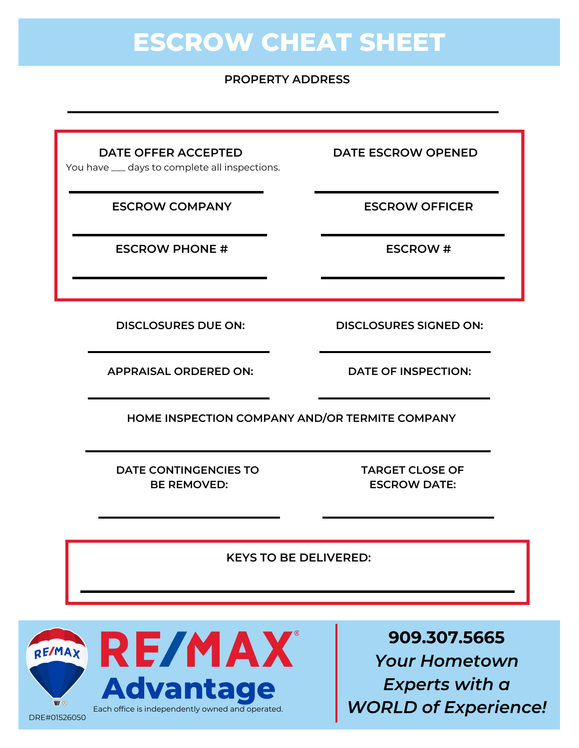# ESCROW CHEAT SHEET

PROPERTY ADDRESS

\_\_\_\_\_\_\_\_\_\_\_\_\_\_\_\_\_\_\_\_\_\_\_\_\_\_\_\_\_\_\_\_\_\_\_\_\_\_\_\_

**DATE OFFER ACCEPTED**

You have \_\_\_ days to complete all inspections.

\_\_\_\_\_\_\_\_\_\_\_\_\_\_\_\_\_\_\_\_

**DATE ESCROW OPENED**

\_\_\_\_\_\_\_\_\_\_\_\_\_\_\_\_\_\_\_\_

**ESCROW COMPANY**

\_\_\_\_\_\_\_\_\_\_\_\_\_\_\_\_\_\_\_\_

**ESCROW OFFICER**

\_\_\_\_\_\_\_\_\_\_\_\_\_\_\_\_\_\_\_\_

**ESCROW PHONE #**

\_\_\_\_\_\_\_\_\_\_\_\_\_\_\_\_\_\_\_\_

**ESCROW #**

\_\_\_\_\_\_\_\_\_\_\_\_\_\_\_\_\_\_\_\_

**DISCLOSURES DUE ON:**

\_\_\_\_\_\_\_\_\_\_\_\_\_\_\_\_\_\_\_\_

**DISCLOSURES SIGNED ON:**

\_\_\_\_\_\_\_\_\_\_\_\_\_\_\_\_\_\_\_\_

**APPRAISAL ORDERED ON:**

\_\_\_\_\_\_\_\_\_\_\_\_\_\_\_\_\_\_\_\_

**DATE OF INSPECTION:**

\_\_\_\_\_\_\_\_\_\_\_\_\_\_\_\_\_\_\_\_

**HOME INSPECTION COMPANY AND/OR TERMITE COMPANY**

\_\_\_\_\_\_\_\_\_\_\_\_\_\_\_\_\_\_\_\_\_\_\_\_\_\_\_\_\_\_\_\_\_\_\_\_\_\_\_\_

**DATE CONTINGENCIES TO BE REMOVED:**

\_\_\_\_\_\_\_\_\_\_\_\_\_\_\_\_\_\_\_\_

**TARGET CLOSE OF ESCROW DATE:**

\_\_\_\_\_\_\_\_\_\_\_\_\_\_\_\_\_\_\_\_

**KEYS TO BE DELIVERED:**

\_\_\_\_\_\_\_\_\_\_\_\_\_\_\_\_\_\_\_\_\_\_\_\_\_\_\_\_\_\_\_\_\_\_\_\_\_\_\_\_

RE/MAX Advantage

Each office is independently owned and operated.

DRE#01526050

**909.307.5665**

***Your Hometown Experts with a WORLD of Experience!***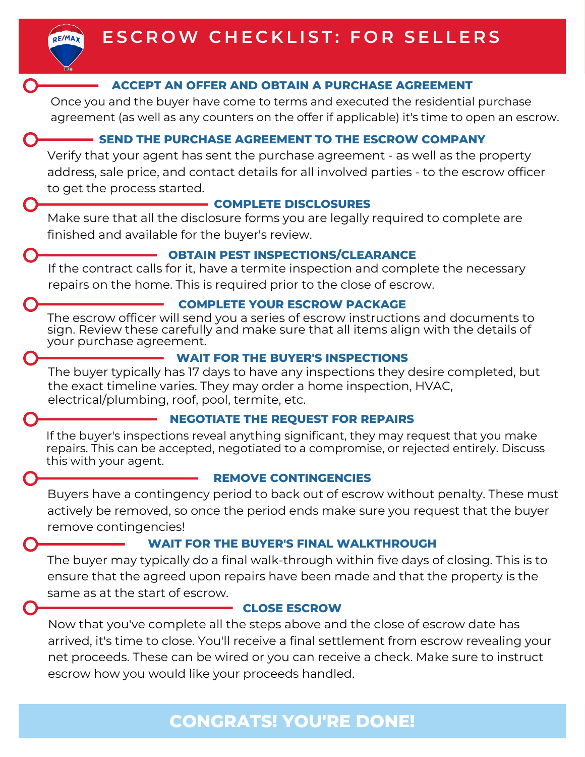# ESCROW CHECKLIST: FOR SELLERS

## ACCEPT AN OFFER AND OBTAIN A PURCHASE AGREEMENT

Once you and the buyer have come to terms and executed the residential purchase agreement (as well as any counters on the offer if applicable) it's time to open an escrow.

## SEND THE PURCHASE AGREEMENT TO THE ESCROW COMPANY

Verify that your agent has sent the purchase agreement - as well as the property address, sale price, and contact details for all involved parties - to the escrow officer to get the process started.

## COMPLETE DISCLOSURES

Make sure that all the disclosure forms you are legally required to complete are finished and available for the buyer's review.

## OBTAIN PEST INSPECTIONS/CLEARANCE

If the contract calls for it, have a termite inspection and complete the necessary repairs on the home. This is required prior to the close of escrow.

## COMPLETE YOUR ESCROW PACKAGE

The escrow officer will send you a series of escrow instructions and documents to sign. Review these carefully and make sure that all items align with the details of your purchase agreement.

## WAIT FOR THE BUYER'S INSPECTIONS

The buyer typically has 17 days to have any inspections they desire completed, but the exact timeline varies. They may order a home inspection, HVAC, electrical/plumbing, roof, pool, termite, etc.

## NEGOTIATE THE REQUEST FOR REPAIRS

If the buyer's inspections reveal anything significant, they may request that you make repairs. This can be accepted, negotiated to a compromise, or rejected entirely. Discuss this with your agent.

## REMOVE CONTINGENCIES

Buyers have a contingency period to back out of escrow without penalty. These must actively be removed, so once the period ends make sure you request that the buyer remove contingencies!

## WAIT FOR THE BUYER'S FINAL WALKTHROUGH

The buyer may typically do a final walk-through within five days of closing. This is to ensure that the agreed upon repairs have been made and that the property is the same as at the start of escrow.

## CLOSE ESCROW

Now that you've complete all the steps above and the close of escrow date has arrived, it's time to close. You'll receive a final settlement from escrow revealing your net proceeds. These can be wired or you can receive a check. Make sure to instruct escrow how you would like your proceeds handled.

**CONGRATS! YOU'RE DONE!**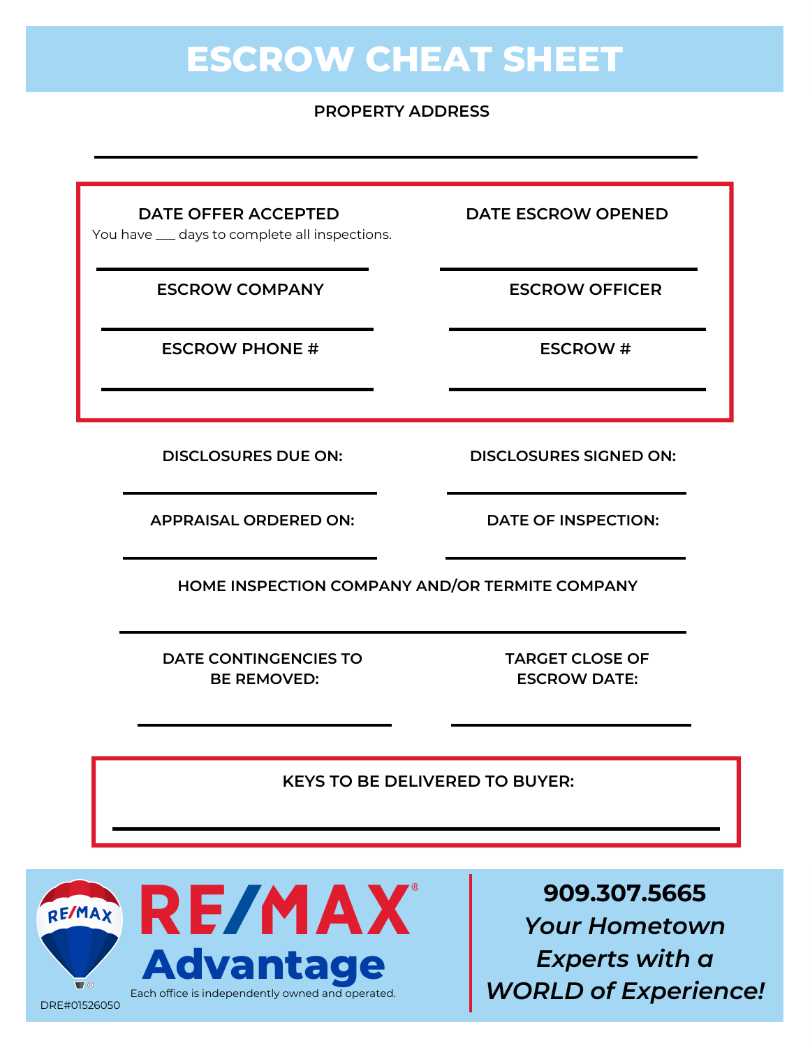# ESCROW CHEAT SHEET

**PROPERTY ADDRESS**

______________________________

**DATE OFFER ACCEPTED**

You have ___ days to complete all inspections.

______________________________

**DATE ESCROW OPENED**

______________________________

**ESCROW COMPANY**

______________________________

**ESCROW OFFICER**

______________________________

**ESCROW PHONE #**

______________________________

**ESCROW #**

______________________________

**DISCLOSURES DUE ON:**

______________________________

**DISCLOSURES SIGNED ON:**

______________________________

**APPRAISAL ORDERED ON:**

______________________________

**DATE OF INSPECTION:**

______________________________

**HOME INSPECTION COMPANY AND/OR TERMITE COMPANY**

______________________________

**DATE CONTINGENCIES TO BE REMOVED:**

______________________________

**TARGET CLOSE OF ESCROW DATE:**

______________________________

**KEYS TO BE DELIVERED TO BUYER:**

______________________________

RE/MAX®

**RE/MAX® Advantage**

Each office is independently owned and operated.

DRE#01526050

**909.307.5665**

***Your Hometown Experts with a WORLD of Experience!***